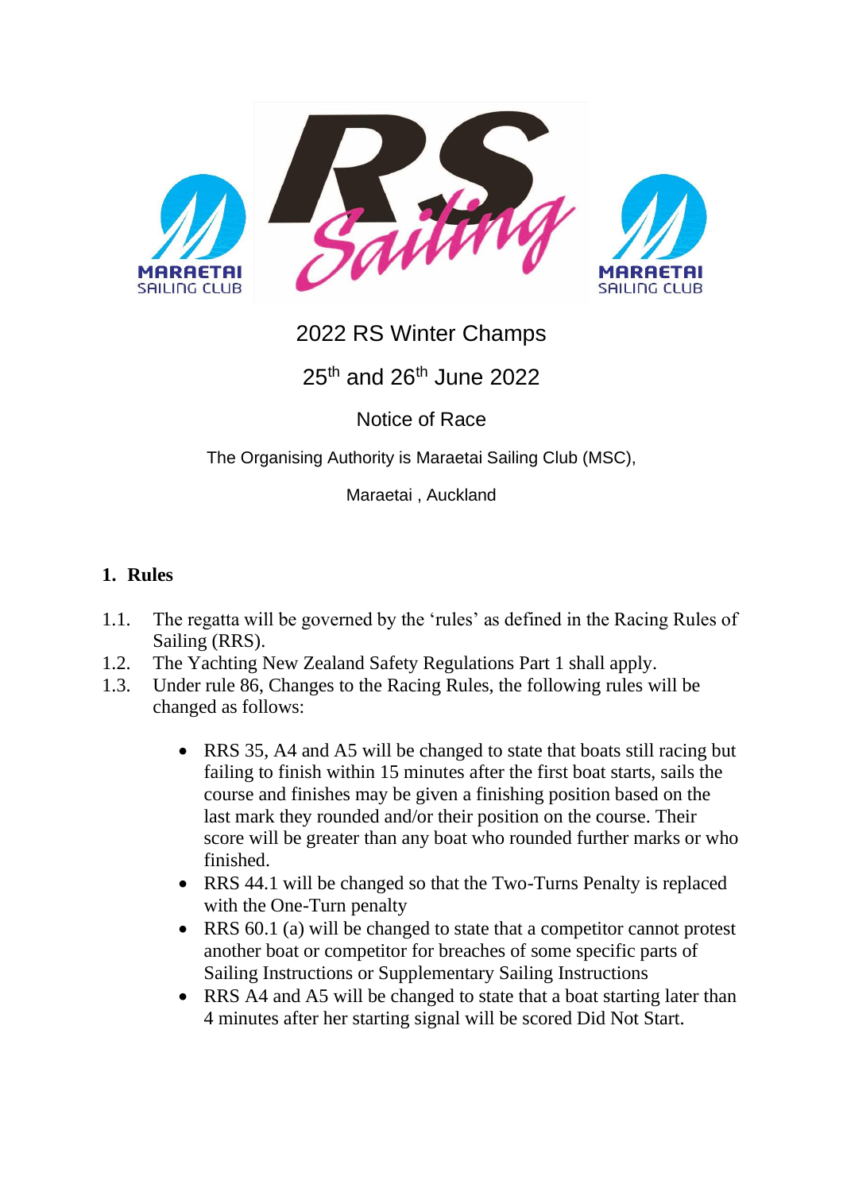# 2022 RS Winter Champs

## 25th and 26th June 2022

## Notice of Race

The Organising Authority is Maraetai Sailing Club (MSC),

Maraetai , Auckland

### 1. Rules

1.1. The regatta will be governed by the 'rules' as defined in the Racing Rules of Sailing (RRS).

1.2. The Yachting New Zealand Safety Regulations Part 1 shall apply.

1.3. Under rule 86, Changes to the Racing Rules, the following rules will be changed as follows:

- RRS 35, A4 and A5 will be changed to state that boats still racing but failing to finish within 15 minutes after the first boat starts, sails the course and finishes may be given a finishing position based on the last mark they rounded and/or their position on the course. Their score will be greater than any boat who rounded further marks or who finished.
- RRS 44.1 will be changed so that the Two-Turns Penalty is replaced with the One-Turn penalty
- RRS 60.1 (a) will be changed to state that a competitor cannot protest another boat or competitor for breaches of some specific parts of Sailing Instructions or Supplementary Sailing Instructions
- RRS A4 and A5 will be changed to state that a boat starting later than 4 minutes after her starting signal will be scored Did Not Start.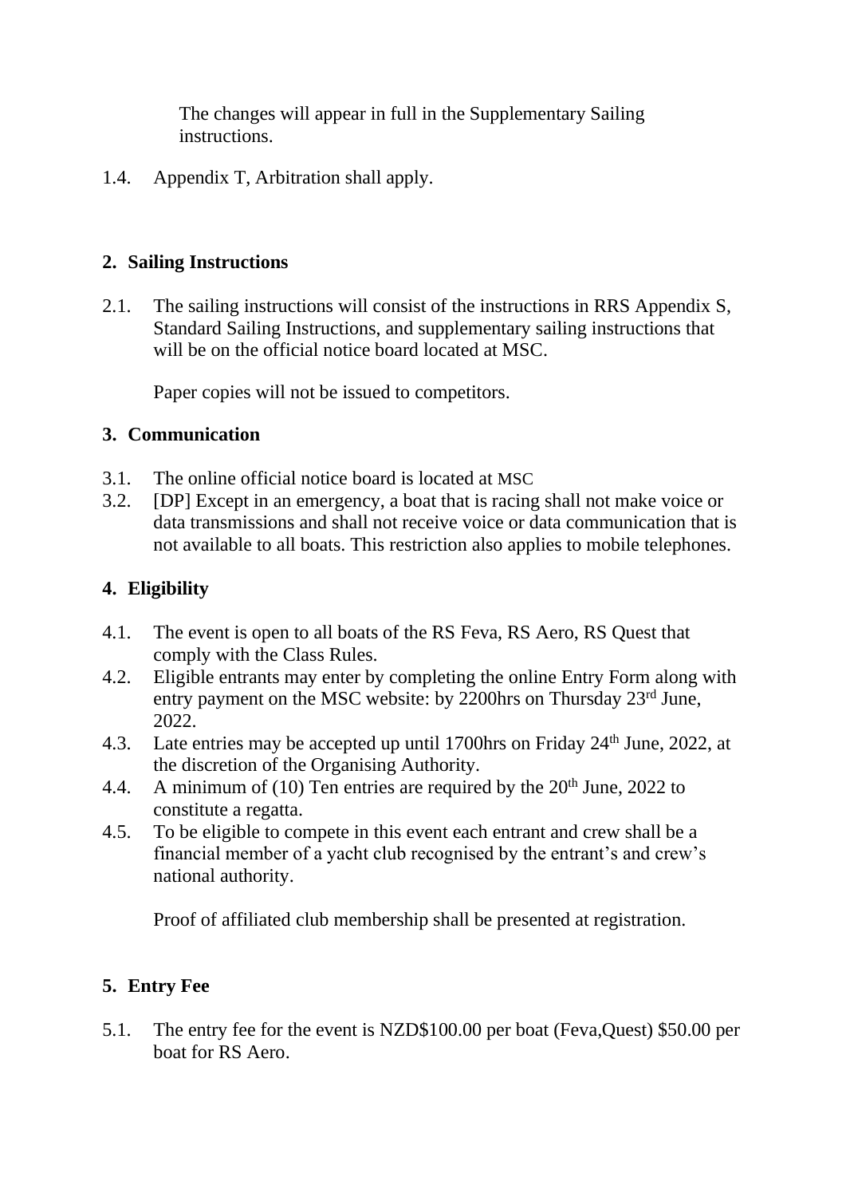The changes will appear in full in the Supplementary Sailing instructions.

1.4. Appendix T, Arbitration shall apply.

## 2. Sailing Instructions

2.1. The sailing instructions will consist of the instructions in RRS Appendix S, Standard Sailing Instructions, and supplementary sailing instructions that will be on the official notice board located at MSC.

Paper copies will not be issued to competitors.

## 3. Communication

3.1. The online official notice board is located at MSC

3.2. [DP] Except in an emergency, a boat that is racing shall not make voice or data transmissions and shall not receive voice or data communication that is not available to all boats. This restriction also applies to mobile telephones.

## 4. Eligibility

4.1. The event is open to all boats of the RS Feva, RS Aero, RS Quest that comply with the Class Rules.

4.2. Eligible entrants may enter by completing the online Entry Form along with entry payment on the MSC website: by 2200hrs on Thursday 23rd June, 2022.

4.3. Late entries may be accepted up until 1700hrs on Friday 24th June, 2022, at the discretion of the Organising Authority.

4.4. A minimum of (10) Ten entries are required by the 20th June, 2022 to constitute a regatta.

4.5. To be eligible to compete in this event each entrant and crew shall be a financial member of a yacht club recognised by the entrant's and crew's national authority.

Proof of affiliated club membership shall be presented at registration.

## 5. Entry Fee

5.1. The entry fee for the event is NZD$100.00 per boat (Feva,Quest) $50.00 per boat for RS Aero.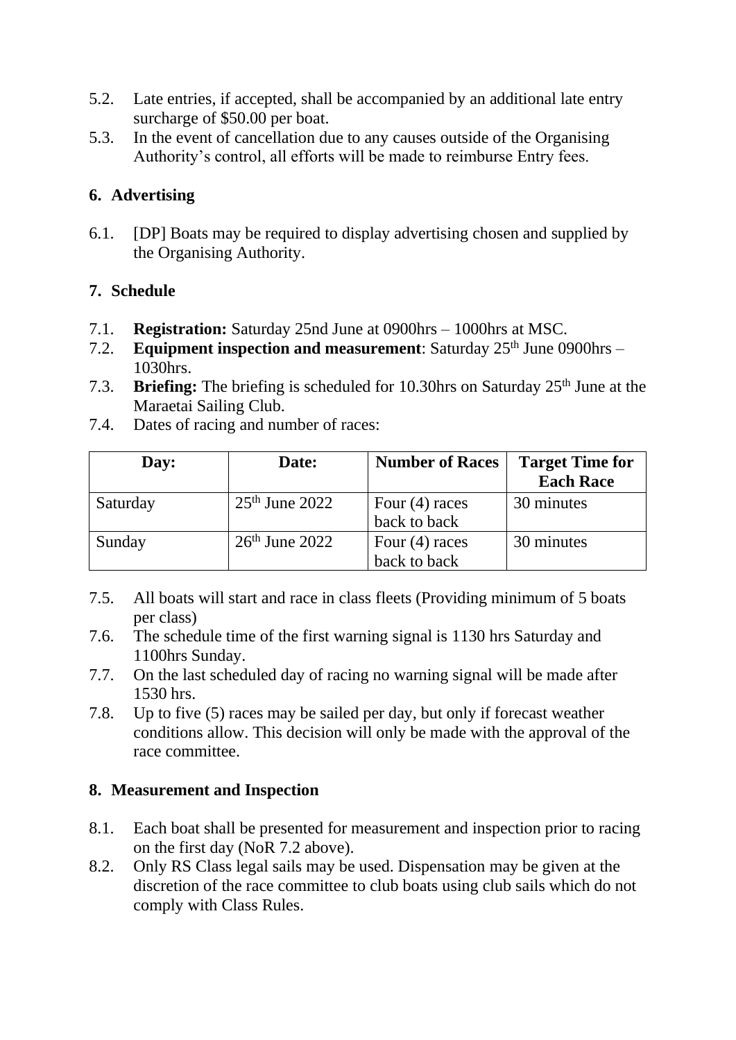5.2. Late entries, if accepted, shall be accompanied by an additional late entry surcharge of $50.00 per boat.

5.3. In the event of cancellation due to any causes outside of the Organising Authority's control, all efforts will be made to reimburse Entry fees.

## 6. Advertising

6.1. [DP] Boats may be required to display advertising chosen and supplied by the Organising Authority.

## 7. Schedule

7.1. **Registration:** Saturday 25nd June at 0900hrs – 1000hrs at MSC.

7.2. **Equipment inspection and measurement**: Saturday 25th June 0900hrs – 1030hrs.

7.3. **Briefing:** The briefing is scheduled for 10.30hrs on Saturday 25th June at the Maraetai Sailing Club.

7.4. Dates of racing and number of races:

| Day: | Date: | Number of Races | Target Time for Each Race |
|---|---|---|---|
| Saturday | 25th June 2022 | Four (4) races back to back | 30 minutes |
| Sunday | 26th June 2022 | Four (4) races back to back | 30 minutes |

7.5. All boats will start and race in class fleets (Providing minimum of 5 boats per class)

7.6. The schedule time of the first warning signal is 1130 hrs Saturday and 1100hrs Sunday.

7.7. On the last scheduled day of racing no warning signal will be made after 1530 hrs.

7.8. Up to five (5) races may be sailed per day, but only if forecast weather conditions allow. This decision will only be made with the approval of the race committee.

## 8. Measurement and Inspection

8.1. Each boat shall be presented for measurement and inspection prior to racing on the first day (NoR 7.2 above).

8.2. Only RS Class legal sails may be used. Dispensation may be given at the discretion of the race committee to club boats using club sails which do not comply with Class Rules.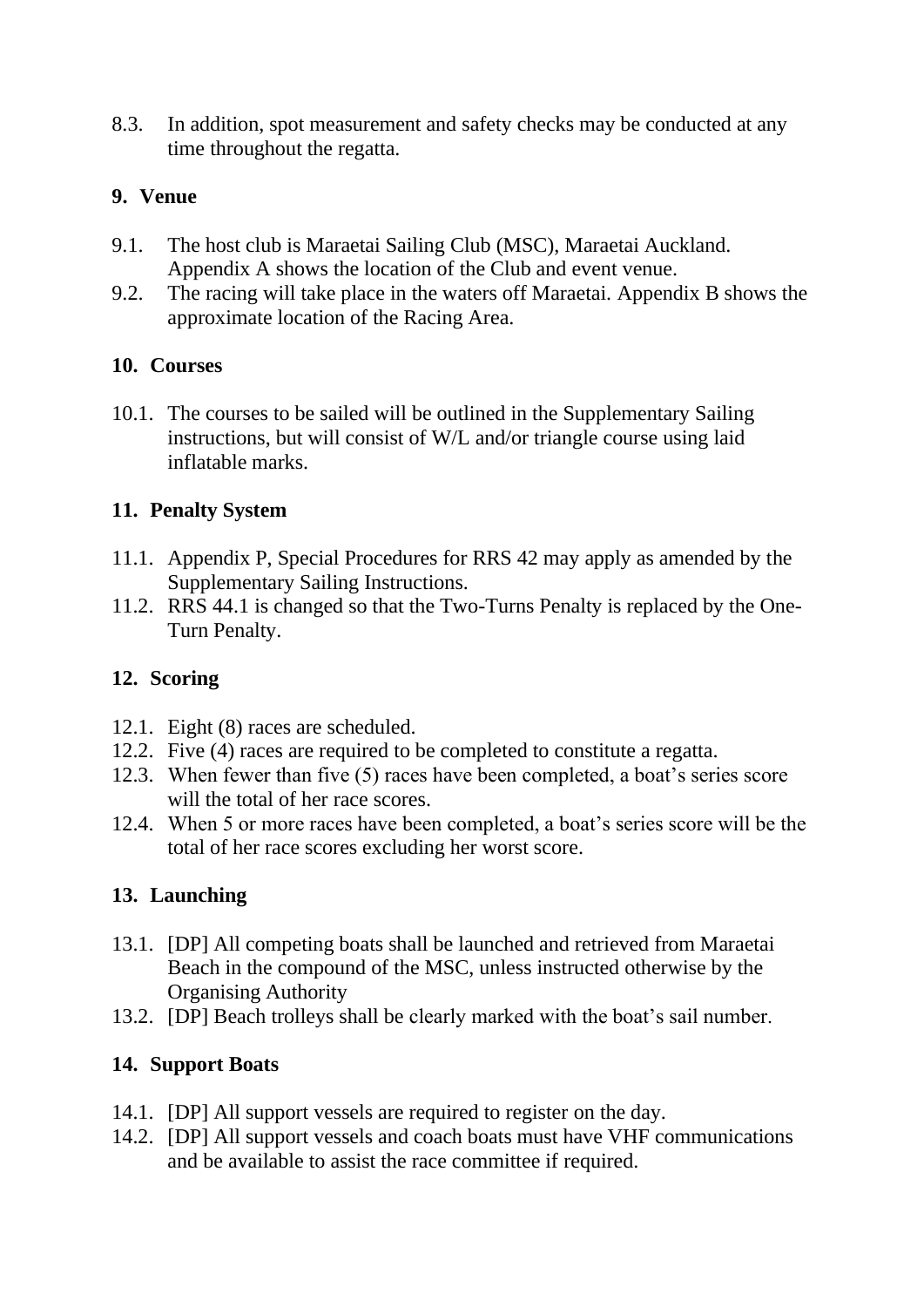8.3. In addition, spot measurement and safety checks may be conducted at any time throughout the regatta.

## 9. Venue

9.1. The host club is Maraetai Sailing Club (MSC), Maraetai Auckland. Appendix A shows the location of the Club and event venue.

9.2. The racing will take place in the waters off Maraetai. Appendix B shows the approximate location of the Racing Area.

## 10. Courses

10.1. The courses to be sailed will be outlined in the Supplementary Sailing instructions, but will consist of W/L and/or triangle course using laid inflatable marks.

## 11. Penalty System

11.1. Appendix P, Special Procedures for RRS 42 may apply as amended by the Supplementary Sailing Instructions.

11.2. RRS 44.1 is changed so that the Two-Turns Penalty is replaced by the One-Turn Penalty.

## 12. Scoring

12.1. Eight (8) races are scheduled.

12.2. Five (4) races are required to be completed to constitute a regatta.

12.3. When fewer than five (5) races have been completed, a boat's series score will the total of her race scores.

12.4. When 5 or more races have been completed, a boat's series score will be the total of her race scores excluding her worst score.

## 13. Launching

13.1. [DP] All competing boats shall be launched and retrieved from Maraetai Beach in the compound of the MSC, unless instructed otherwise by the Organising Authority

13.2. [DP] Beach trolleys shall be clearly marked with the boat's sail number.

## 14. Support Boats

14.1. [DP] All support vessels are required to register on the day.

14.2. [DP] All support vessels and coach boats must have VHF communications and be available to assist the race committee if required.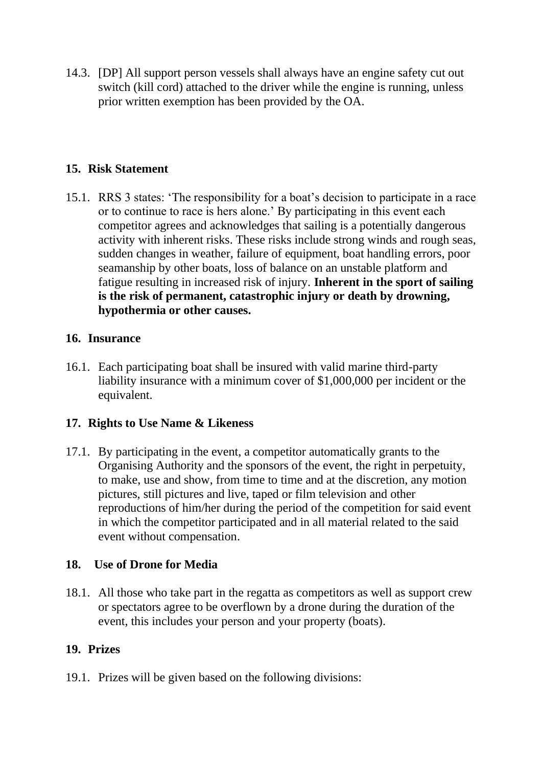14.3. [DP] All support person vessels shall always have an engine safety cut out switch (kill cord) attached to the driver while the engine is running, unless prior written exemption has been provided by the OA.

## 15. Risk Statement

15.1. RRS 3 states: 'The responsibility for a boat's decision to participate in a race or to continue to race is hers alone.' By participating in this event each competitor agrees and acknowledges that sailing is a potentially dangerous activity with inherent risks. These risks include strong winds and rough seas, sudden changes in weather, failure of equipment, boat handling errors, poor seamanship by other boats, loss of balance on an unstable platform and fatigue resulting in increased risk of injury. **Inherent in the sport of sailing is the risk of permanent, catastrophic injury or death by drowning, hypothermia or other causes.**

## 16. Insurance

16.1. Each participating boat shall be insured with valid marine third-party liability insurance with a minimum cover of $1,000,000 per incident or the equivalent.

## 17. Rights to Use Name & Likeness

17.1. By participating in the event, a competitor automatically grants to the Organising Authority and the sponsors of the event, the right in perpetuity, to make, use and show, from time to time and at the discretion, any motion pictures, still pictures and live, taped or film television and other reproductions of him/her during the period of the competition for said event in which the competitor participated and in all material related to the said event without compensation.

## 18. Use of Drone for Media

18.1. All those who take part in the regatta as competitors as well as support crew or spectators agree to be overflown by a drone during the duration of the event, this includes your person and your property (boats).

## 19. Prizes

19.1. Prizes will be given based on the following divisions: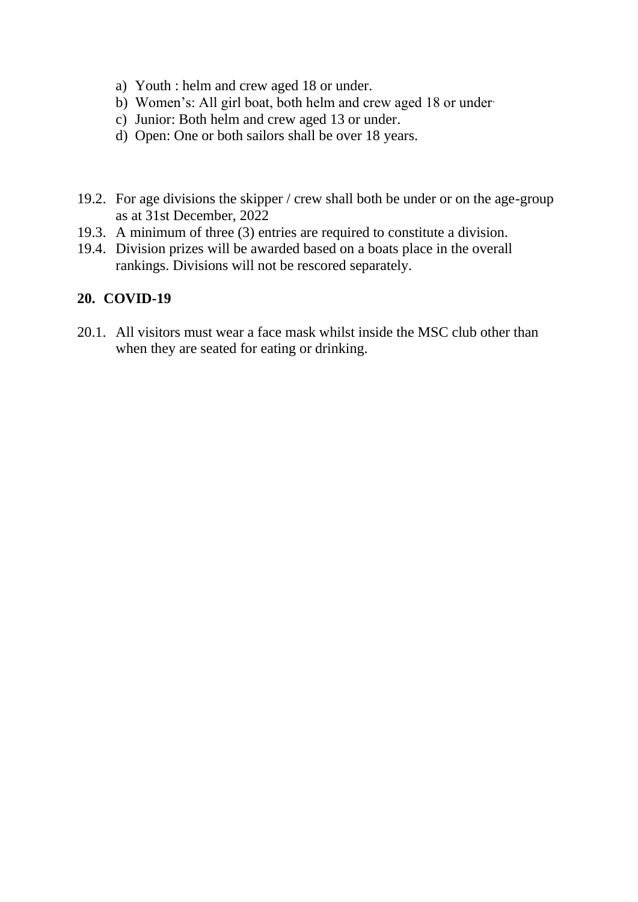a) Youth : helm and crew aged 18 or under.
b) Women's: All girl boat, both helm and crew aged 18 or under.
c) Junior: Both helm and crew aged 13 or under.
d) Open: One or both sailors shall be over 18 years.

19.2. For age divisions the skipper / crew shall both be under or on the age-group as at 31st December, 2022

19.3. A minimum of three (3) entries are required to constitute a division.

19.4. Division prizes will be awarded based on a boats place in the overall rankings. Divisions will not be rescored separately.

## 20. COVID-19

20.1. All visitors must wear a face mask whilst inside the MSC club other than when they are seated for eating or drinking.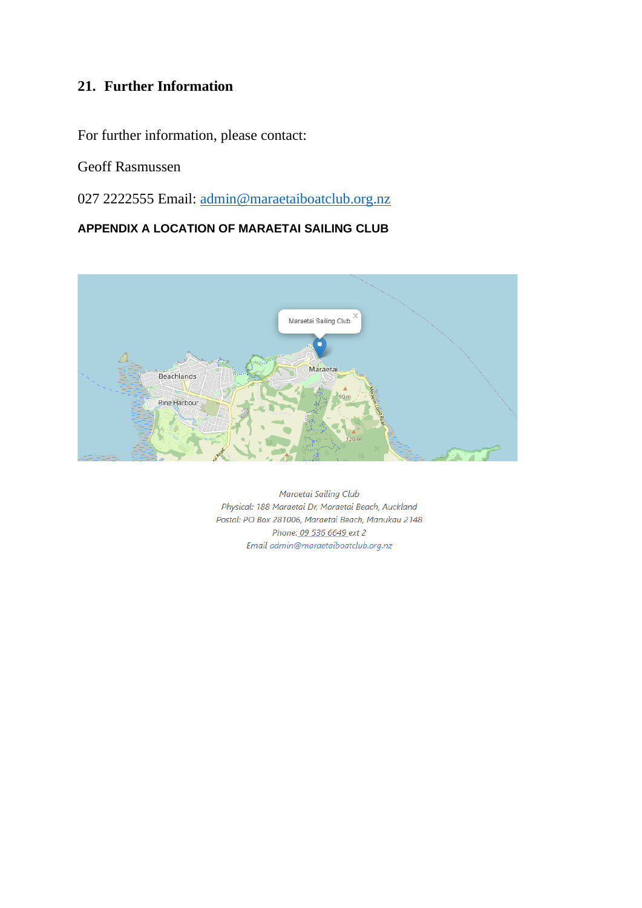## 21. Further Information

For further information, please contact:

Geoff Rasmussen

027 2222555 Email: admin@maraetaiboatclub.org.nz

**APPENDIX A LOCATION OF MARAETAI SAILING CLUB**

*Maraetai Sailing Club*
*Physical: 188 Maraetai Dr, Maraetai Beach, Auckland*
*Postal: PO Box 281006, Maraetai Beach, Manukau 2148*
*Phone: 09 536 6649 ext 2*
*Email admin@maraetaiboatclub.org.nz*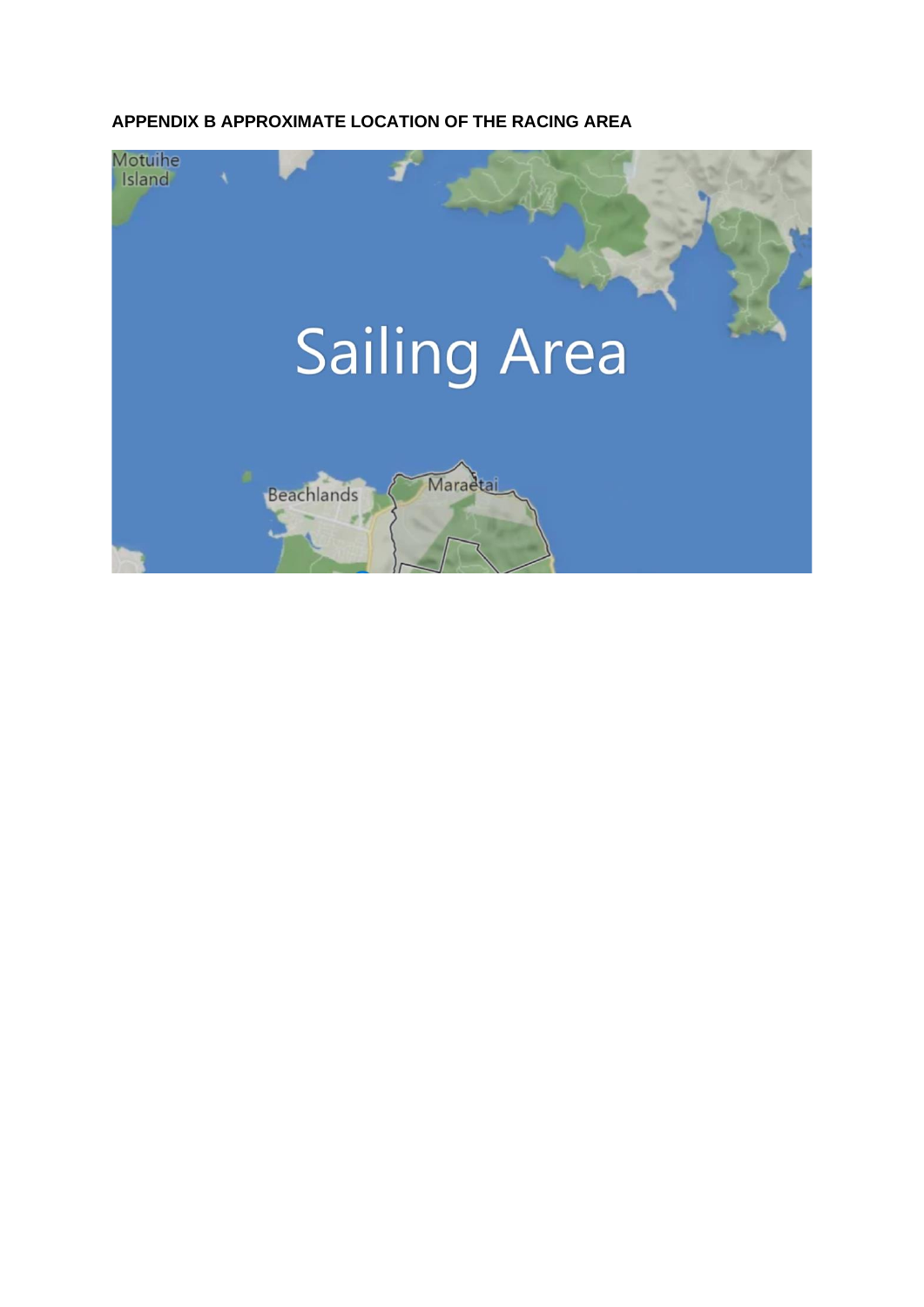**APPENDIX B APPROXIMATE LOCATION OF THE RACING AREA**

Motuihe Island

Sailing Area

Beachlands

Maraetai